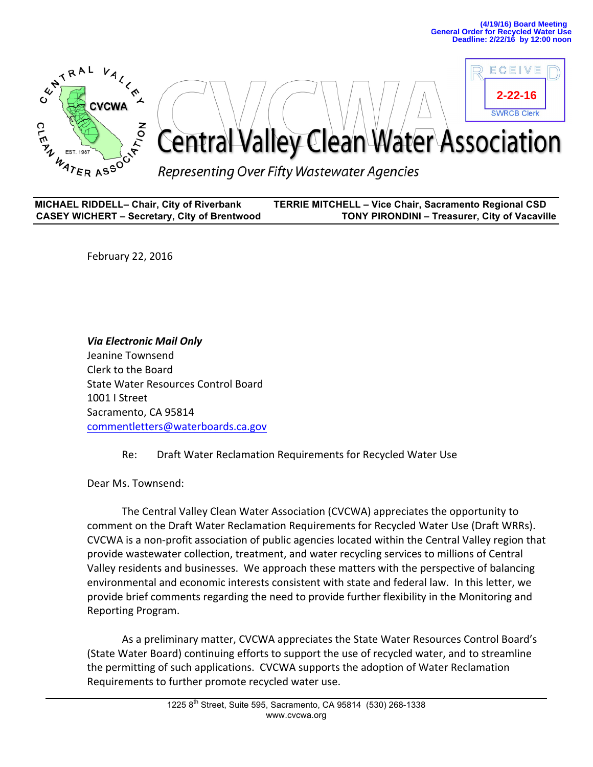(4/19/16) Board Meeting
General Order for Recycled Water Use
Deadline: 2/22/16 by 12:00 noon

RECEIVED
2-22-16
SWRCB Clerk

# Central Valley Clean Water Association

*Representing Over Fifty Wastewater Agencies*

**MICHAEL RIDDELL– Chair, City of Riverbank** | **TERRIE MITCHELL – Vice Chair, Sacramento Regional CSD**
**CASEY WICHERT – Secretary, City of Brentwood** | **TONY PIRONDINI – Treasurer, City of Vacaville**

February 22, 2016

***Via Electronic Mail Only***
Jeanine Townsend
Clerk to the Board
State Water Resources Control Board
1001 I Street
Sacramento, CA 95814
commentletters@waterboards.ca.gov

Re: Draft Water Reclamation Requirements for Recycled Water Use

Dear Ms. Townsend:

The Central Valley Clean Water Association (CVCWA) appreciates the opportunity to comment on the Draft Water Reclamation Requirements for Recycled Water Use (Draft WRRs). CVCWA is a non-profit association of public agencies located within the Central Valley region that provide wastewater collection, treatment, and water recycling services to millions of Central Valley residents and businesses. We approach these matters with the perspective of balancing environmental and economic interests consistent with state and federal law. In this letter, we provide brief comments regarding the need to provide further flexibility in the Monitoring and Reporting Program.

As a preliminary matter, CVCWA appreciates the State Water Resources Control Board's (State Water Board) continuing efforts to support the use of recycled water, and to streamline the permitting of such applications. CVCWA supports the adoption of Water Reclamation Requirements to further promote recycled water use.

1225 8th Street, Suite 595, Sacramento, CA 95814 (530) 268-1338
www.cvcwa.org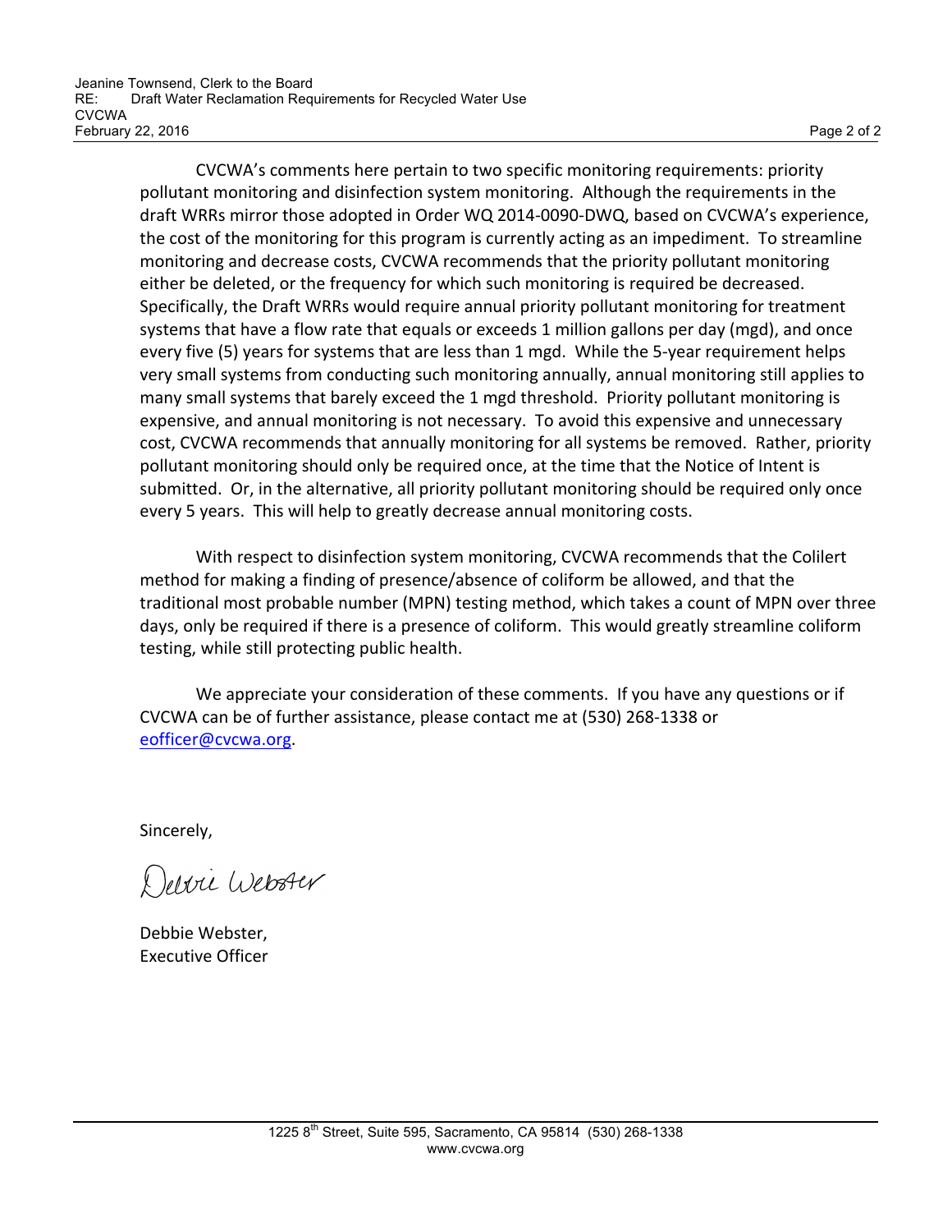CVCWA's comments here pertain to two specific monitoring requirements: priority pollutant monitoring and disinfection system monitoring. Although the requirements in the draft WRRs mirror those adopted in Order WQ 2014-0090-DWQ, based on CVCWA's experience, the cost of the monitoring for this program is currently acting as an impediment. To streamline monitoring and decrease costs, CVCWA recommends that the priority pollutant monitoring either be deleted, or the frequency for which such monitoring is required be decreased. Specifically, the Draft WRRs would require annual priority pollutant monitoring for treatment systems that have a flow rate that equals or exceeds 1 million gallons per day (mgd), and once every five (5) years for systems that are less than 1 mgd. While the 5-year requirement helps very small systems from conducting such monitoring annually, annual monitoring still applies to many small systems that barely exceed the 1 mgd threshold. Priority pollutant monitoring is expensive, and annual monitoring is not necessary. To avoid this expensive and unnecessary cost, CVCWA recommends that annually monitoring for all systems be removed. Rather, priority pollutant monitoring should only be required once, at the time that the Notice of Intent is submitted. Or, in the alternative, all priority pollutant monitoring should be required only once every 5 years. This will help to greatly decrease annual monitoring costs.

With respect to disinfection system monitoring, CVCWA recommends that the Colilert method for making a finding of presence/absence of coliform be allowed, and that the traditional most probable number (MPN) testing method, which takes a count of MPN over three days, only be required if there is a presence of coliform. This would greatly streamline coliform testing, while still protecting public health.

We appreciate your consideration of these comments. If you have any questions or if CVCWA can be of further assistance, please contact me at (530) 268-1338 or eofficer@cvcwa.org.

Sincerely,

Debbie Webster

Debbie Webster,
Executive Officer